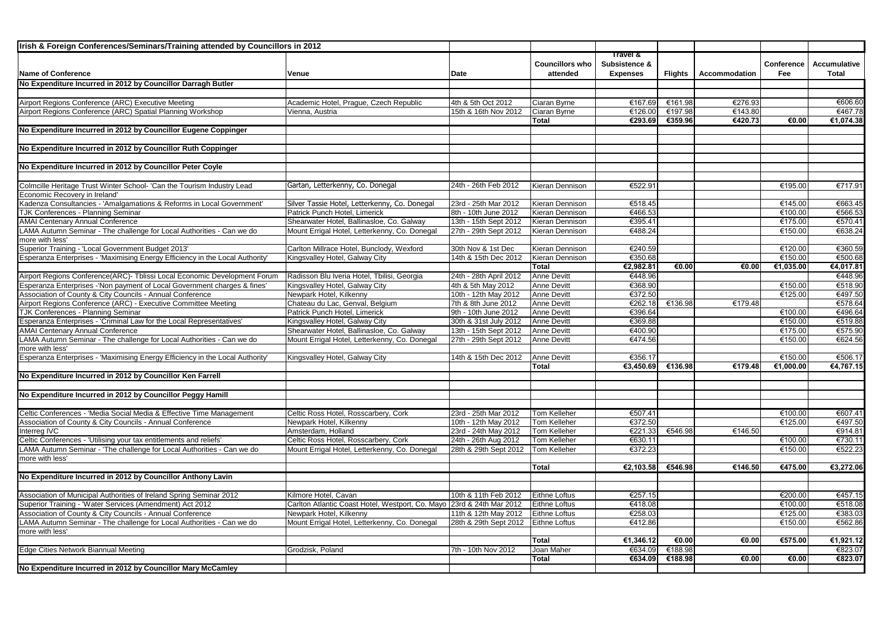| Irish & Foreign Conferences/Seminars/Training attended by Councillors in 2012 | | | | | | | | |
|---|---|---|---|---|---|---|---|---|
| **Name of Conference** | **Venue** | **Date** | **Councillors who attended** | **Travel & Subsistence & Expenses** | **Flights** | **Accommodation** | **Conference Fee** | **Accumulative Total** |
| **No Expenditure Incurred in 2012 by Councillor Darragh Butler** | | | | | | | | |
| | | | | | | | | |
| Airport Regions Conference (ARC) Executive Meeting | Academic Hotel, Prague, Czech Republic | 4th & 5th Oct 2012 | Ciaran Byrne | €167.69 | €161.98 | €276.93 | | €606.60 |
| Airport Regions Conference (ARC) Spatial Planning Workshop | Vienna, Austria | 15th & 16th Nov 2012 | Ciaran Byrne | €126.00 | €197.98 | €143.80 | | €467.78 |
| | | | **Total** | **€293.69** | **€359.96** | **€420.73** | **€0.00** | **€1,074.38** |
| **No Expenditure Incurred in 2012 by Councillor Eugene Coppinger** | | | | | | | | |
| | | | | | | | | |
| **No Expenditure Incurred in 2012 by Councillor Ruth Coppinger** | | | | | | | | |
| | | | | | | | | |
| **No Expenditure Incurred in 2012 by Councillor Peter Coyle** | | | | | | | | |
| | | | | | | | | |
| Colmcille Heritage Trust Winter School- 'Can the Tourism Industry Lead Economic Recovery in Ireland' | Gartan, Letterkenny, Co. Donegal | 24th - 26th Feb 2012 | Kieran Dennison | €522.91 | | | €195.00 | €717.91 |
| Kadenza Consultancies - 'Amalgamations & Reforms in Local Government' | Silver Tassie Hotel, Letterkenny, Co. Donegal | 23rd - 25th Mar 2012 | Kieran Dennison | €518.45 | | | €145.00 | €663.45 |
| TJK Conferences - Planning Seminar | Patrick Punch Hotel, Limerick | 8th - 10th June 2012 | Kieran Dennison | €466.53 | | | €100.00 | €566.53 |
| AMAI Centenary Annual Conference | Shearwater Hotel, Ballinasloe, Co. Galway | 13th - 15th Sept 2012 | Kieran Dennison | €395.41 | | | €175.00 | €570.41 |
| LAMA Autumn Seminar - The challenge for Local Authorities - Can we do more with less' | Mount Errigal Hotel, Letterkenny, Co. Donegal | 27th - 29th Sept 2012 | Kieran Dennison | €488.24 | | | €150.00 | €638.24 |
| Superior Training - 'Local Government Budget 2013' | Carlton Millrace Hotel, Bunclody, Wexford | 30th Nov & 1st Dec | Kieran Dennison | €240.59 | | | €120.00 | €360.59 |
| Esperanza Enterprises - 'Maximising Energy Efficiency in the Local Authority' | Kingsvalley Hotel, Galway City | 14th & 15th Dec 2012 | Kieran Dennison | €350.68 | | | €150.00 | €500.68 |
| | | | **Total** | **€2,982.81** | **€0.00** | **€0.00** | **€1,035.00** | **€4,017.81** |
| Airport Regions Conference(ARC)- Tblissi Local Economic Development Forum | Radisson Blu Iveria Hotel, Tbilisi, Georgia | 24th - 28th April 2012 | Anne Devitt | €448.96 | | | | €448.96 |
| Esperanza Enterprises -'Non payment of Local Government charges & fines' | Kingsvalley Hotel, Galway City | 4th & 5th May 2012 | Anne Devitt | €368.90 | | | €150.00 | €518.90 |
| Association of County & City Councils - Annual Conference | Newpark Hotel, Kilkenny | 10th - 12th May 2012 | Anne Devitt | €372.50 | | | €125.00 | €497.50 |
| Airport Regions Conference (ARC) - Executive Committee Meeting | Chateau du Lac, Genval, Belgium | 7th & 8th June 2012 | Anne Devitt | €262.18 | €136.98 | €179.48 | | €578.64 |
| TJK Conferences - Planning Seminar | Patrick Punch Hotel, Limerick | 9th - 10th June 2012 | Anne Devitt | €396.64 | | | €100.00 | €496.64 |
| Esperanza Enterprises - 'Criminal Law for the Local Representatives' | Kingsvalley Hotel, Galway City | 30th & 31st July 2012 | Anne Devitt | €369.88 | | | €150.00 | €519.88 |
| AMAI Centenary Annual Conference | Shearwater Hotel, Ballinasloe, Co. Galway | 13th - 15th Sept 2012 | Anne Devitt | €400.90 | | | €175.00 | €575.90 |
| LAMA Autumn Seminar - The challenge for Local Authorities - Can we do more with less' | Mount Errigal Hotel, Letterkenny, Co. Donegal | 27th - 29th Sept 2012 | Anne Devitt | €474.56 | | | €150.00 | €624.56 |
| Esperanza Enterprises - 'Maximising Energy Efficiency in the Local Authority' | Kingsvalley Hotel, Galway City | 14th & 15th Dec 2012 | Anne Devitt | €356.17 | | | €150.00 | €506.17 |
| | | | **Total** | **€3,450.69** | **€136.98** | **€179.48** | **€1,000.00** | **€4,767.15** |
| **No Expenditure Incurred in 2012 by Councillor Ken Farrell** | | | | | | | | |
| | | | | | | | | |
| **No Expenditure Incurred in 2012 by Councillor Peggy Hamill** | | | | | | | | |
| | | | | | | | | |
| Celtic Conferences - 'Media Social Media & Effective Time Management | Celtic Ross Hotel, Rosscarbery, Cork | 23rd - 25th Mar 2012 | Tom Kelleher | €507.41 | | | €100.00 | €607.41 |
| Association of County & City Councils - Annual Conference | Newpark Hotel, Kilkenny | 10th - 12th May 2012 | Tom Kelleher | €372.50 | | | €125.00 | €497.50 |
| Interreg IVC | Amsterdam, Holland | 23rd - 24th May 2012 | Tom Kelleher | €221.33 | €546.98 | €146.50 | | €914.81 |
| Celtic Conferences - 'Utilising your tax entitlements and reliefs' | Celtic Ross Hotel, Rosscarbery, Cork | 24th - 26th Aug 2012 | Tom Kelleher | €630.11 | | | €100.00 | €730.11 |
| LAMA Autumn Seminar - 'The challenge for Local Authorities - Can we do more with less' | Mount Errigal Hotel, Letterkenny, Co. Donegal | 28th & 29th Sept 2012 | Tom Kelleher | €372.23 | | | €150.00 | €522.23 |
| | | | **Total** | **€2,103.58** | **€546.98** | **€146.50** | **€475.00** | **€3,272.06** |
| **No Expenditure Incurred in 2012 by Councillor Anthony Lavin** | | | | | | | | |
| | | | | | | | | |
| Association of Municipal Authorities of Ireland Spring Seminar 2012 | Kilmore Hotel, Cavan | 10th & 11th Feb 2012 | Eithne Loftus | €257.15 | | | €200.00 | €457.15 |
| Superior Training - 'Water Services (Amendment) Act 2012 | Carlton Atlantic Coast Hotel, Westport, Co. Mayo | 23rd & 24th Mar 2012 | Eithne Loftus | €418.08 | | | €100.00 | €518.08 |
| Association of County & City Councils - Annual Conference | Newpark Hotel, Kilkenny | 11th & 12th May 2012 | Eithne Loftus | €258.03 | | | €125.00 | €383.03 |
| LAMA Autumn Seminar - The challenge for Local Authorities - Can we do more with less' | Mount Errigal Hotel, Letterkenny, Co. Donegal | 28th & 29th Sept 2012 | Eithne Loftus | €412.86 | | | €150.00 | €562.86 |
| | | | **Total** | **€1,346.12** | **€0.00** | **€0.00** | **€575.00** | **€1,921.12** |
| Edge Cities Network Biannual Meeting | Grodzisk, Poland | 7th - 10th Nov 2012 | Joan Maher | €634.09 | €188.98 | | | €823.07 |
| | | | **Total** | **€634.09** | **€188.98** | **€0.00** | **€0.00** | **€823.07** |
| **No Expenditure Incurred in 2012 by Councillor Mary McCamley** | | | | | | | | |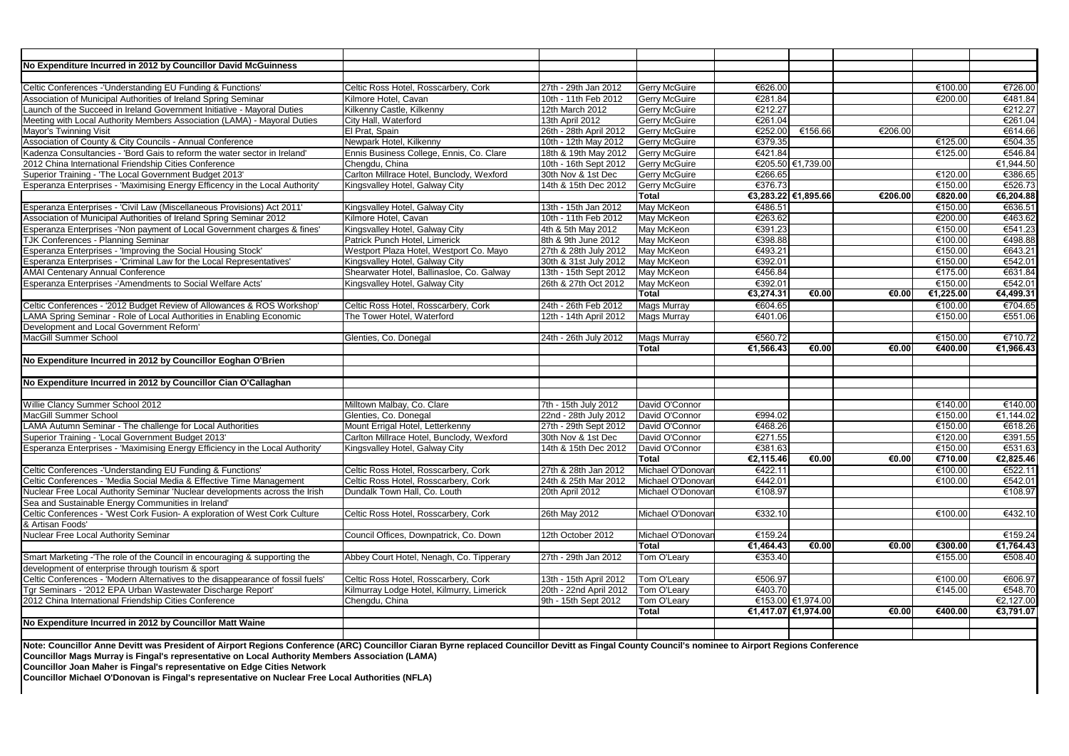| | | | | | | | | |
|---|---|---|---|---|---|---|---|---|
| **No Expenditure Incurred in 2012 by Councillor David McGuinness** | | | | | | | | |
| Celtic Conferences -'Understanding EU Funding & Functions' | Celtic Ross Hotel, Rosscarbery, Cork | 27th - 29th Jan 2012 | Gerry McGuire | €626.00 | | | €100.00 | €726.00 |
| Association of Municipal Authorities of Ireland Spring Seminar | Kilmore Hotel, Cavan | 10th - 11th Feb 2012 | Gerry McGuire | €281.84 | | | €200.00 | €481.84 |
| Launch of the Succeed in Ireland Government Initiative - Mayoral Duties | Kilkenny Castle, Kilkenny | 12th March 2012 | Gerry McGuire | €212.27 | | | | €212.27 |
| Meeting with Local Authority Members Association (LAMA) - Mayoral Duties | City Hall, Waterford | 13th April 2012 | Gerry McGuire | €261.04 | | | | €261.04 |
| Mayor's Twinning Visit | El Prat, Spain | 26th - 28th April 2012 | Gerry McGuire | €252.00 | €156.66 | €206.00 | | €614.66 |
| Association of County & City Councils - Annual Conference | Newpark Hotel, Kilkenny | 10th - 12th May 2012 | Gerry McGuire | €379.35 | | | €125.00 | €504.35 |
| Kadenza Consultancies - 'Bord Gais to reform the water sector in Ireland' | Ennis Business College, Ennis, Co. Clare | 18th & 19th May 2012 | Gerry McGuire | €421.84 | | | €125.00 | €546.84 |
| 2012 China International Friendship Cities Conference | Chengdu, China | 10th - 16th Sept 2012 | Gerry McGuire | €205.50 | €1,739.00 | | | €1,944.50 |
| Superior Training - 'The Local Government Budget 2013' | Carlton Millrace Hotel, Bunclody, Wexford | 30th Nov & 1st Dec | Gerry McGuire | €266.65 | | | €120.00 | €386.65 |
| Esperanza Enterprises - 'Maximising Energy Efficency in the Local Authority' | Kingsvalley Hotel, Galway City | 14th & 15th Dec 2012 | Gerry McGuire | €376.73 | | | €150.00 | €526.73 |
| | | | **Total** | **€3,283.22** | **€1,895.66** | **€206.00** | **€820.00** | **€6,204.88** |
| Esperanza Enterprises - 'Civil Law (Miscellaneous Provisions) Act 2011' | Kingsvalley Hotel, Galway City | 13th - 15th Jan 2012 | May McKeon | €486.51 | | | €150.00 | €636.51 |
| Association of Municipal Authorities of Ireland Spring Seminar 2012 | Kilmore Hotel, Cavan | 10th - 11th Feb 2012 | May McKeon | €263.62 | | | €200.00 | €463.62 |
| Esperanza Enterprises -'Non payment of Local Government charges & fines' | Kingsvalley Hotel, Galway City | 4th & 5th May 2012 | May McKeon | €391.23 | | | €150.00 | €541.23 |
| TJK Conferences - Planning Seminar | Patrick Punch Hotel, Limerick | 8th & 9th June 2012 | May McKeon | €398.88 | | | €100.00 | €498.88 |
| Esperanza Enterprises - 'Improving the Social Housing Stock' | Westport Plaza Hotel, Westport Co. Mayo | 27th & 28th July 2012 | May McKeon | €493.21 | | | €150.00 | €643.21 |
| Esperanza Enterprises - 'Criminal Law for the Local Representatives' | Kingsvalley Hotel, Galway City | 30th & 31st July 2012 | May McKeon | €392.01 | | | €150.00 | €542.01 |
| AMAI Centenary Annual Conference | Shearwater Hotel, Ballinasloe, Co. Galway | 13th - 15th Sept 2012 | May McKeon | €456.84 | | | €175.00 | €631.84 |
| Esperanza Enterprises -'Amendments to Social Welfare Acts' | Kingsvalley Hotel, Galway City | 26th & 27th Oct 2012 | May McKeon | €392.01 | | | €150.00 | €542.01 |
| | | | **Total** | **€3,274.31** | **€0.00** | **€0.00** | **€1,225.00** | **€4,499.31** |
| Celtic Conferences - '2012 Budget Review of Allowances & ROS Workshop' | Celtic Ross Hotel, Rosscarbery, Cork | 24th - 26th Feb 2012 | Mags Murray | €604.65 | | | €100.00 | €704.65 |
| LAMA Spring Seminar - Role of Local Authorities in Enabling Economic Development and Local Government Reform' | The Tower Hotel, Waterford | 12th - 14th April 2012 | Mags Murray | €401.06 | | | €150.00 | €551.06 |
| MacGill Summer School | Glenties, Co. Donegal | 24th - 26th July 2012 | Mags Murray | €560.72 | | | €150.00 | €710.72 |
| | | | **Total** | **€1,566.43** | **€0.00** | **€0.00** | **€400.00** | **€1,966.43** |
| **No Expenditure Incurred in 2012 by Councillor Eoghan O'Brien** | | | | | | | | |
| **No Expenditure Incurred in 2012 by Councillor Cian O'Callaghan** | | | | | | | | |
| Willie Clancy Summer School 2012 | Milltown Malbay, Co. Clare | 7th - 15th July 2012 | David O'Connor | | | | €140.00 | €140.00 |
| MacGill Summer School | Glenties, Co. Donegal | 22nd - 28th July 2012 | David O'Connor | €994.02 | | | €150.00 | €1,144.02 |
| LAMA Autumn Seminar - The challenge for Local Authorities | Mount Errigal Hotel, Letterkenny | 27th - 29th Sept 2012 | David O'Connor | €468.26 | | | €150.00 | €618.26 |
| Superior Training - 'Local Government Budget 2013' | Carlton Millrace Hotel, Bunclody, Wexford | 30th Nov & 1st Dec | David O'Connor | €271.55 | | | €120.00 | €391.55 |
| Esperanza Enterprises - 'Maximising Energy Efficiency in the Local Authority' | Kingsvalley Hotel, Galway City | 14th & 15th Dec 2012 | David O'Connor | €381.63 | | | €150.00 | €531.63 |
| | | | **Total** | **€2,115.46** | **€0.00** | **€0.00** | **€710.00** | **€2,825.46** |
| Celtic Conferences -'Understanding EU Funding & Functions' | Celtic Ross Hotel, Rosscarbery, Cork | 27th & 28th Jan 2012 | Michael O'Donovan | €422.11 | | | €100.00 | €522.11 |
| Celtic Conferences - 'Media Social Media & Effective Time Management | Celtic Ross Hotel, Rosscarbery, Cork | 24th & 25th Mar 2012 | Michael O'Donovan | €442.01 | | | €100.00 | €542.01 |
| Nuclear Free Local Authority Seminar 'Nuclear developments across the Irish Sea and Sustainable Energy Communities in Ireland' | Dundalk Town Hall, Co. Louth | 20th April 2012 | Michael O'Donovan | €108.97 | | | | €108.97 |
| Celtic Conferences - 'West Cork Fusion- A exploration of West Cork Culture & Artisan Foods' | Celtic Ross Hotel, Rosscarbery, Cork | 26th May 2012 | Michael O'Donovan | €332.10 | | | €100.00 | €432.10 |
| Nuclear Free Local Authority Seminar | Council Offices, Downpatrick, Co. Down | 12th October 2012 | Michael O'Donovan | €159.24 | | | | €159.24 |
| | | | **Total** | **€1,464.43** | **€0.00** | **€0.00** | **€300.00** | **€1,764.43** |
| Smart Marketing -'The role of the Council in encouraging & supporting the development of enterprise through tourism & sport | Abbey Court Hotel, Nenagh, Co. Tipperary | 27th - 29th Jan 2012 | Tom O'Leary | €353.40 | | | €155.00 | €508.40 |
| Celtic Conferences - 'Modern Alternatives to the disappearance of fossil fuels' | Celtic Ross Hotel, Rosscarbery, Cork | 13th - 15th April 2012 | Tom O'Leary | €506.97 | | | €100.00 | €606.97 |
| Tgr Seminars - '2012 EPA Urban Wastewater Discharge Report' | Kilmurray Lodge Hotel, Kilmurry, Limerick | 20th - 22nd April 2012 | Tom O'Leary | €403.70 | | | €145.00 | €548.70 |
| 2012 China International Friendship Cities Conference | Chengdu, China | 9th - 15th Sept 2012 | Tom O'Leary | €153.00 | €1,974.00 | | | €2,127.00 |
| | | | **Total** | **€1,417.07** | **€1,974.00** | **€0.00** | **€400.00** | **€3,791.07** |
| **No Expenditure Incurred in 2012 by Councillor Matt Waine** | | | | | | | | |

**Note: Councillor Anne Devitt was President of Airport Regions Conference (ARC) Councillor Ciaran Byrne replaced Councillor Devitt as Fingal County Council's nominee to Airport Regions Conference**

**Councillor Mags Murray is Fingal's representative on Local Authority Members Association (LAMA)**

**Councillor Joan Maher is Fingal's representative on Edge Cities Network**

**Councillor Michael O'Donovan is Fingal's representative on Nuclear Free Local Authorities (NFLA)**